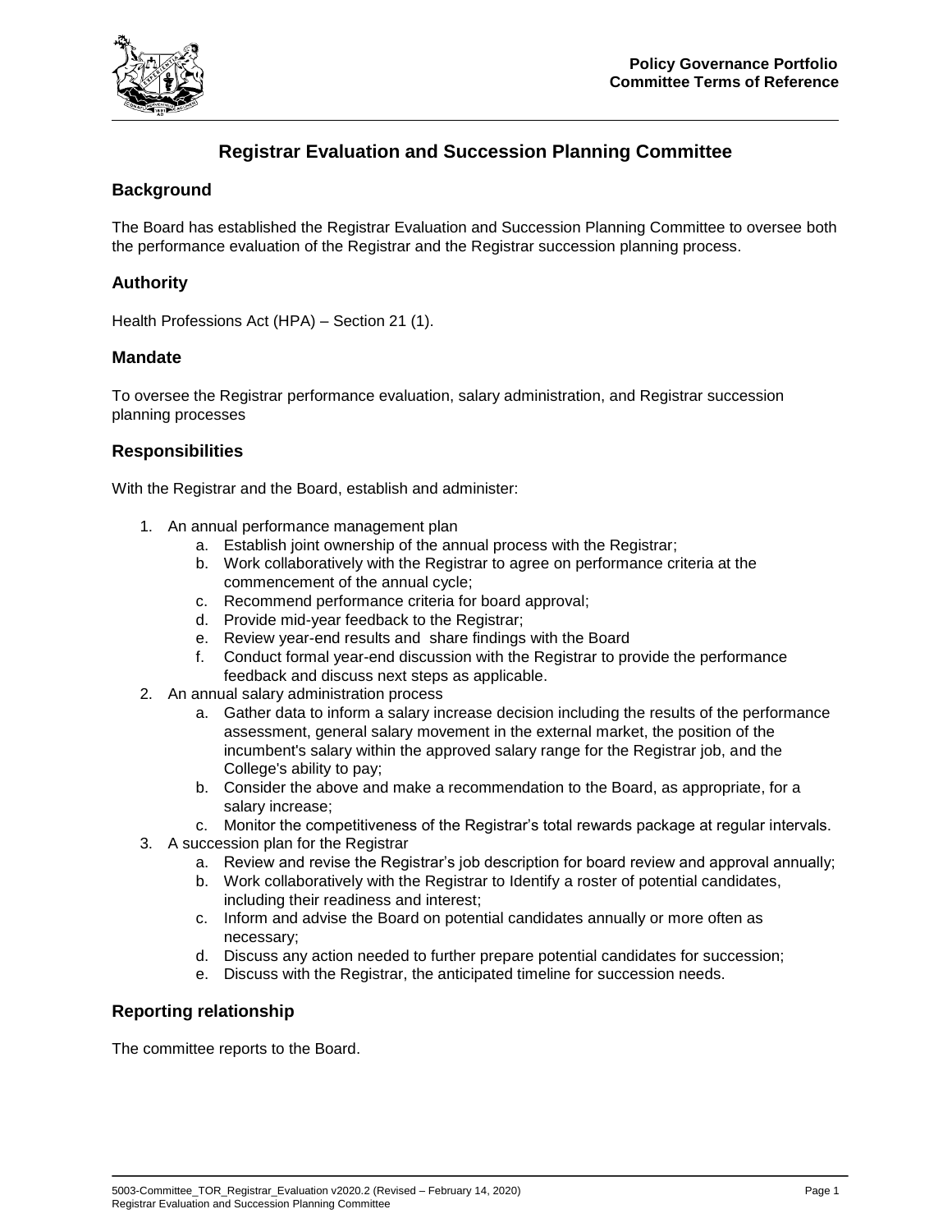# Registrar Evaluation and Succession Planning Committee

## Background

The Board has established the Registrar Evaluation and Succession Planning Committee to oversee both the performance evaluation of the Registrar and the Registrar succession planning process.

## Authority

Health Professions Act (HPA) – Section 21 (1).

## Mandate

To oversee the Registrar performance evaluation, salary administration, and Registrar succession planning processes

## Responsibilities

With the Registrar and the Board, establish and administer:

1. An annual performance management plan
   a. Establish joint ownership of the annual process with the Registrar;
   b. Work collaboratively with the Registrar to agree on performance criteria at the commencement of the annual cycle;
   c. Recommend performance criteria for board approval;
   d. Provide mid-year feedback to the Registrar;
   e. Review year-end results and share findings with the Board
   f. Conduct formal year-end discussion with the Registrar to provide the performance feedback and discuss next steps as applicable.
2. An annual salary administration process
   a. Gather data to inform a salary increase decision including the results of the performance assessment, general salary movement in the external market, the position of the incumbent's salary within the approved salary range for the Registrar job, and the College's ability to pay;
   b. Consider the above and make a recommendation to the Board, as appropriate, for a salary increase;
   c. Monitor the competitiveness of the Registrar's total rewards package at regular intervals.
3. A succession plan for the Registrar
   a. Review and revise the Registrar's job description for board review and approval annually;
   b. Work collaboratively with the Registrar to Identify a roster of potential candidates, including their readiness and interest;
   c. Inform and advise the Board on potential candidates annually or more often as necessary;
   d. Discuss any action needed to further prepare potential candidates for succession;
   e. Discuss with the Registrar, the anticipated timeline for succession needs.

## Reporting relationship

The committee reports to the Board.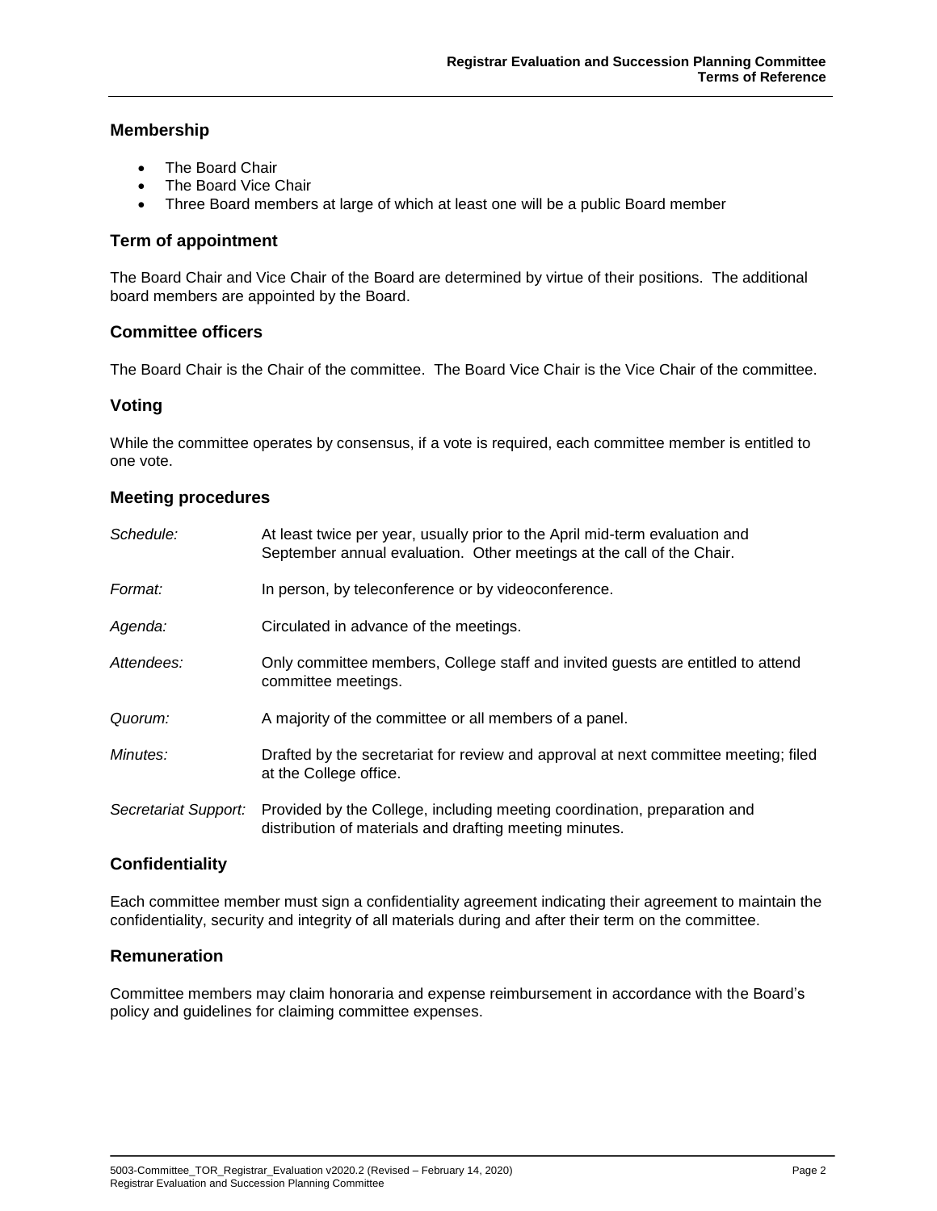## Membership

- The Board Chair
- The Board Vice Chair
- Three Board members at large of which at least one will be a public Board member

## Term of appointment

The Board Chair and Vice Chair of the Board are determined by virtue of their positions. The additional board members are appointed by the Board.

## Committee officers

The Board Chair is the Chair of the committee. The Board Vice Chair is the Vice Chair of the committee.

## Voting

While the committee operates by consensus, if a vote is required, each committee member is entitled to one vote.

## Meeting procedures

| | |
|---|---|
| *Schedule:* | At least twice per year, usually prior to the April mid-term evaluation and September annual evaluation. Other meetings at the call of the Chair. |
| *Format:* | In person, by teleconference or by videoconference. |
| *Agenda:* | Circulated in advance of the meetings. |
| *Attendees:* | Only committee members, College staff and invited guests are entitled to attend committee meetings. |
| *Quorum:* | A majority of the committee or all members of a panel. |
| *Minutes:* | Drafted by the secretariat for review and approval at next committee meeting; filed at the College office. |
| *Secretariat Support:* | Provided by the College, including meeting coordination, preparation and distribution of materials and drafting meeting minutes. |

## Confidentiality

Each committee member must sign a confidentiality agreement indicating their agreement to maintain the confidentiality, security and integrity of all materials during and after their term on the committee.

## Remuneration

Committee members may claim honoraria and expense reimbursement in accordance with the Board's policy and guidelines for claiming committee expenses.